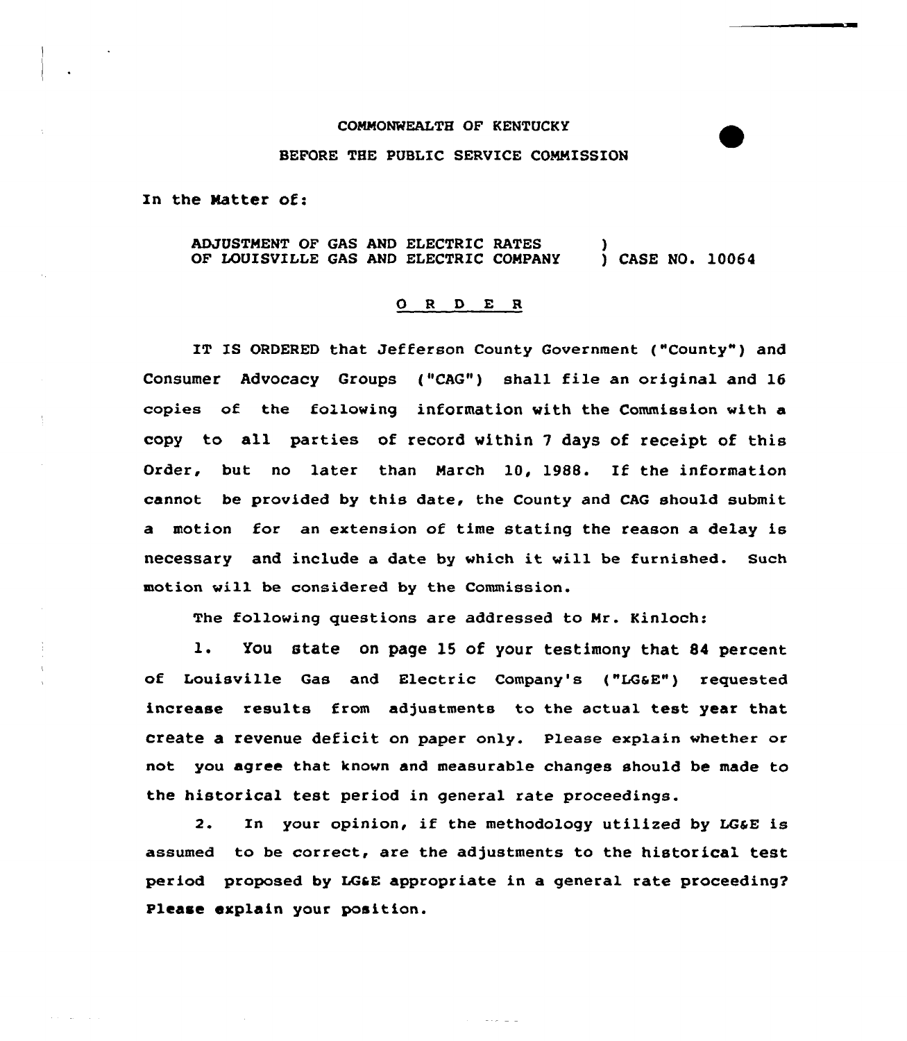COMMONWEALTH OF KENTUCKY

BEFORE THE PUBLIC SERVICE COMMISSION

In the Matter of:

ADJUSTMENT OF GAS AND ELECTRIC RATES OF LOUISVILLE GAS AND ELECTRIC COMPANY ) CASE NO. 10064

## O R D E R

IT IS ORDERED that Jefferson County Government ("County") and Consumer Advocacy Groups ("CAG") shall file an original and 16 copies of the following information with the Commission with a copy to all parties of record within 7 days of receipt of this Order, but no later than March 10, 1988. If the information cannot be provided by this date, the County and CAG should submit a motion for an extension of time stating the reason a delay is necessary and include a date by which it will be furnished. Such motion will be considered by the Commission.

The following questions are addressed to Mr. Kinloch:

1. You state on page 15 of your testimony that 84 percent of Louisville Gas and Electric Company's ("LG&E") requested increase results from adjustments to the actual test year that create a revenue deficit on paper only. Please explain whether or not you agree that known and measurable changes should be made to the historical test period in general rate proceedings.

2. In your opinion, if the methodology utilized by LG&E is assumed to be correct, are the adjustments to the historical test period proposed by LG&E appropriate in a general rate proceeding? Please explain your position.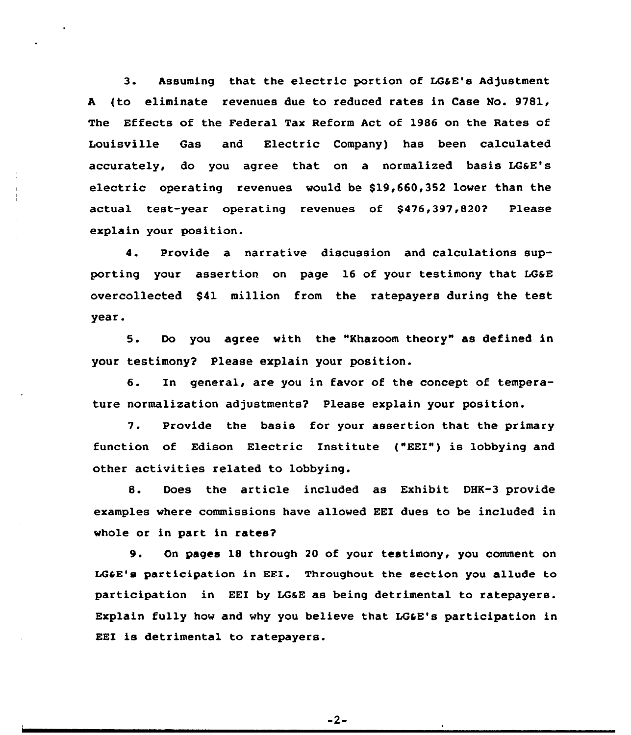3. Assuming that the electric portion of LG&E's Adjustment A (to eliminate revenues due to reduced rates in Case No. 9781, The Effects of the Federal Tax Reform Act of 1986 on the Rates of Louisville Gas and Electric Company) has been calculated accurately, do you agree that on a normalized basis LG&E's electric operating revenues would be $19,660,352 lower than the actual test-year operating revenues of $476,397,820? Please explain your position.

4. Provide a narrative discussion and calculations supporting your assertion on page 16 of your testimony that LG&E overcollected $41 million from the ratepayers during the test year.

5. Do you agree with the "Khazoom theory" as defined in your testimony? Please explain your position.

6. In general, are you in favor of the concept of temperature normalization adjustments? Please explain your position.

7. Provide the basis for your assertion that the primary function of Edison Electric Institute ("EEI") is lobbying and other activities related to lobbying.

8. Does the article included as Exhibit DHK-3 provide examples where commissions have allowed EEI dues to be included in whole or in part in rates?

9. On pages 18 through 20 of your testimony, you comment on LG&E's participation in EEI. Throughout the section you allude to participation in EEI by LG&E as being detrimental to ratepayers. Explain fully how and why you believe that LG&E's participation in EEI is detrimental to ratepayers.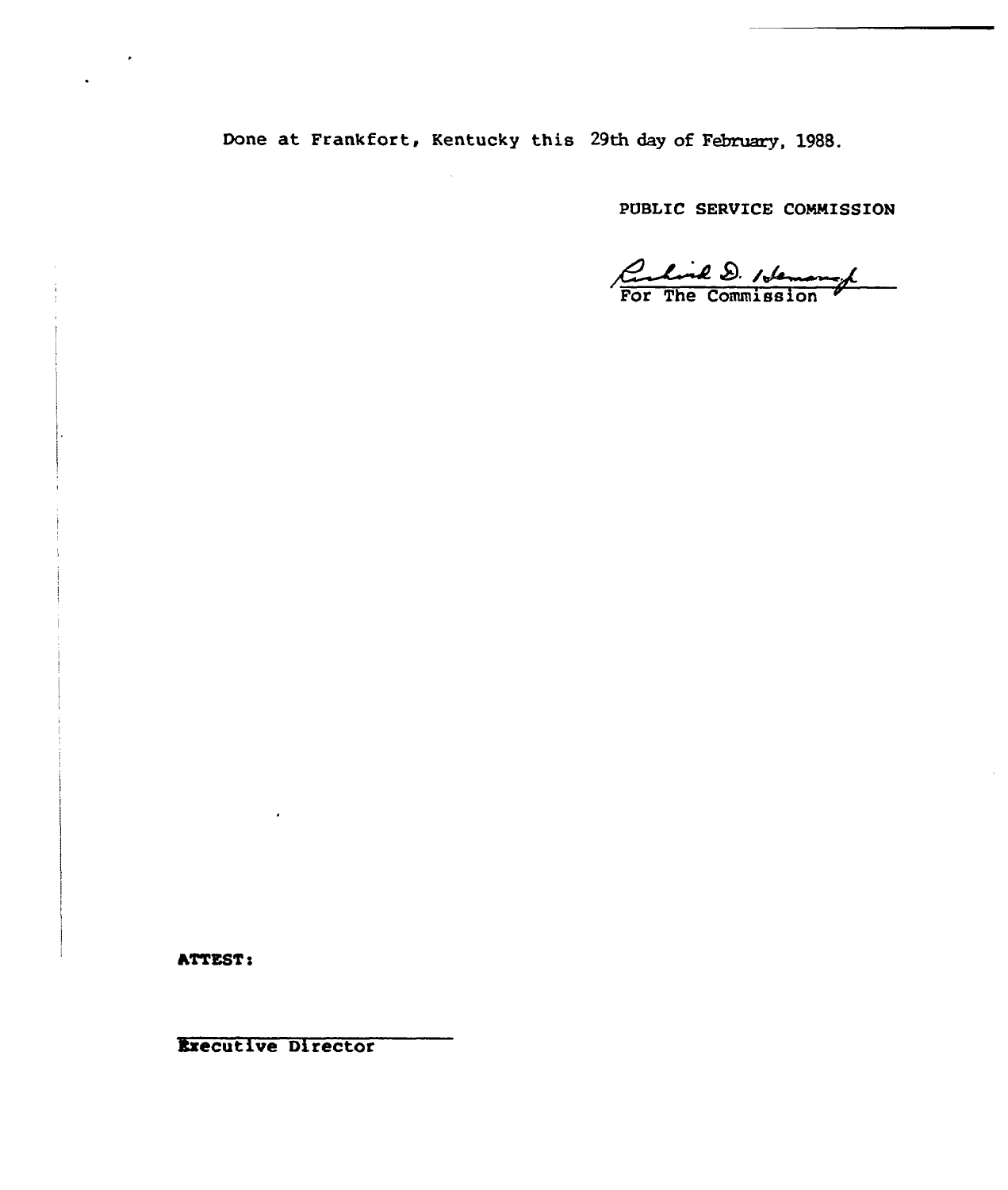Done at Frankfort, Kentucky this 29th day of February, 1988.

PUBLIC SERVICE COMMISSION

For The Commission

ATTEST:

Executive Director